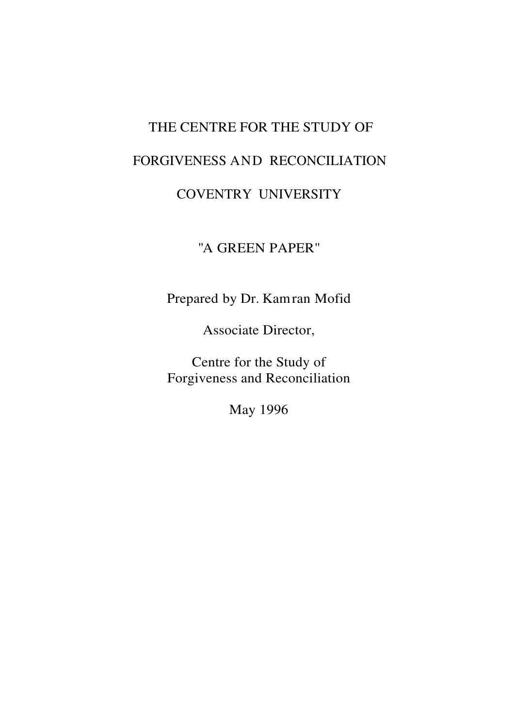# THE CENTRE FOR THE STUDY OF

# FORGIVENESS AND RECONCILIATION

# COVENTRY UNIVERSITY

## "A GREEN PAPER"

Prepared by Dr. Kamran Mofid

Associate Director,

Centre for the Study of
Forgiveness and Reconciliation

May 1996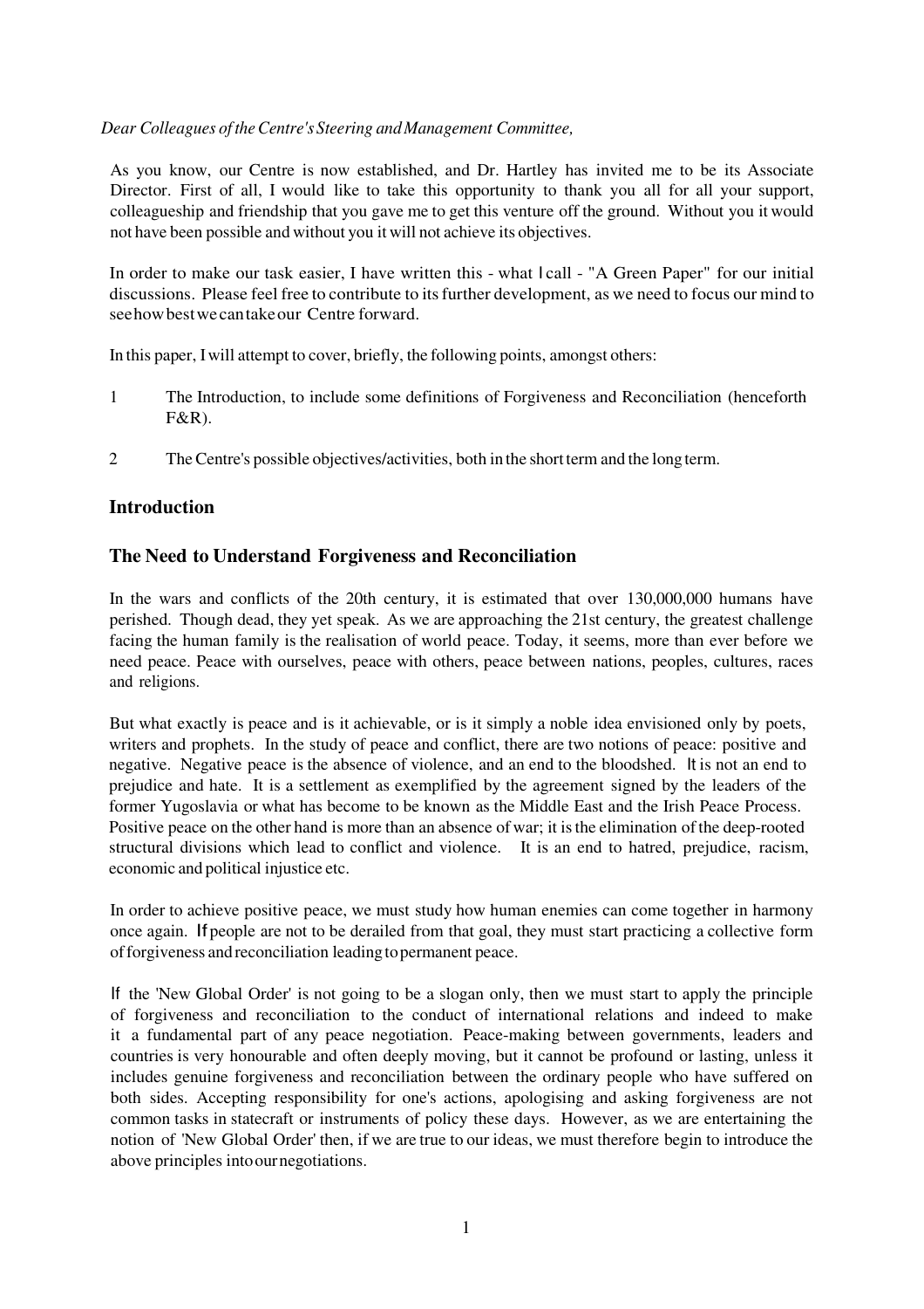*Dear Colleagues of the Centre's Steering and Management Committee,*

As you know, our Centre is now established, and Dr. Hartley has invited me to be its Associate Director. First of all, I would like to take this opportunity to thank you all for all your support, colleagueship and friendship that you gave me to get this venture off the ground. Without you it would not have been possible and without you it will not achieve its objectives.

In order to make our task easier, I have written this - what I call - "A Green Paper" for our initial discussions. Please feel free to contribute to its further development, as we need to focus our mind to see how best we can take our Centre forward.

In this paper, I will attempt to cover, briefly, the following points, amongst others:

1. The Introduction, to include some definitions of Forgiveness and Reconciliation (henceforth F&R).
2. The Centre's possible objectives/activities, both in the short term and the long term.

## Introduction

## The Need to Understand Forgiveness and Reconciliation

In the wars and conflicts of the 20th century, it is estimated that over 130,000,000 humans have perished. Though dead, they yet speak. As we are approaching the 21st century, the greatest challenge facing the human family is the realisation of world peace. Today, it seems, more than ever before we need peace. Peace with ourselves, peace with others, peace between nations, peoples, cultures, races and religions.

But what exactly is peace and is it achievable, or is it simply a noble idea envisioned only by poets, writers and prophets. In the study of peace and conflict, there are two notions of peace: positive and negative. Negative peace is the absence of violence, and an end to the bloodshed. It is not an end to prejudice and hate. It is a settlement as exemplified by the agreement signed by the leaders of the former Yugoslavia or what has become to be known as the Middle East and the Irish Peace Process. Positive peace on the other hand is more than an absence of war; it is the elimination of the deep-rooted structural divisions which lead to conflict and violence. It is an end to hatred, prejudice, racism, economic and political injustice etc.

In order to achieve positive peace, we must study how human enemies can come together in harmony once again. If people are not to be derailed from that goal, they must start practicing a collective form of forgiveness and reconciliation leading to permanent peace.

If the 'New Global Order' is not going to be a slogan only, then we must start to apply the principle of forgiveness and reconciliation to the conduct of international relations and indeed to make it a fundamental part of any peace negotiation. Peace-making between governments, leaders and countries is very honourable and often deeply moving, but it cannot be profound or lasting, unless it includes genuine forgiveness and reconciliation between the ordinary people who have suffered on both sides. Accepting responsibility for one's actions, apologising and asking forgiveness are not common tasks in statecraft or instruments of policy these days. However, as we are entertaining the notion of 'New Global Order' then, if we are true to our ideas, we must therefore begin to introduce the above principles into our negotiations.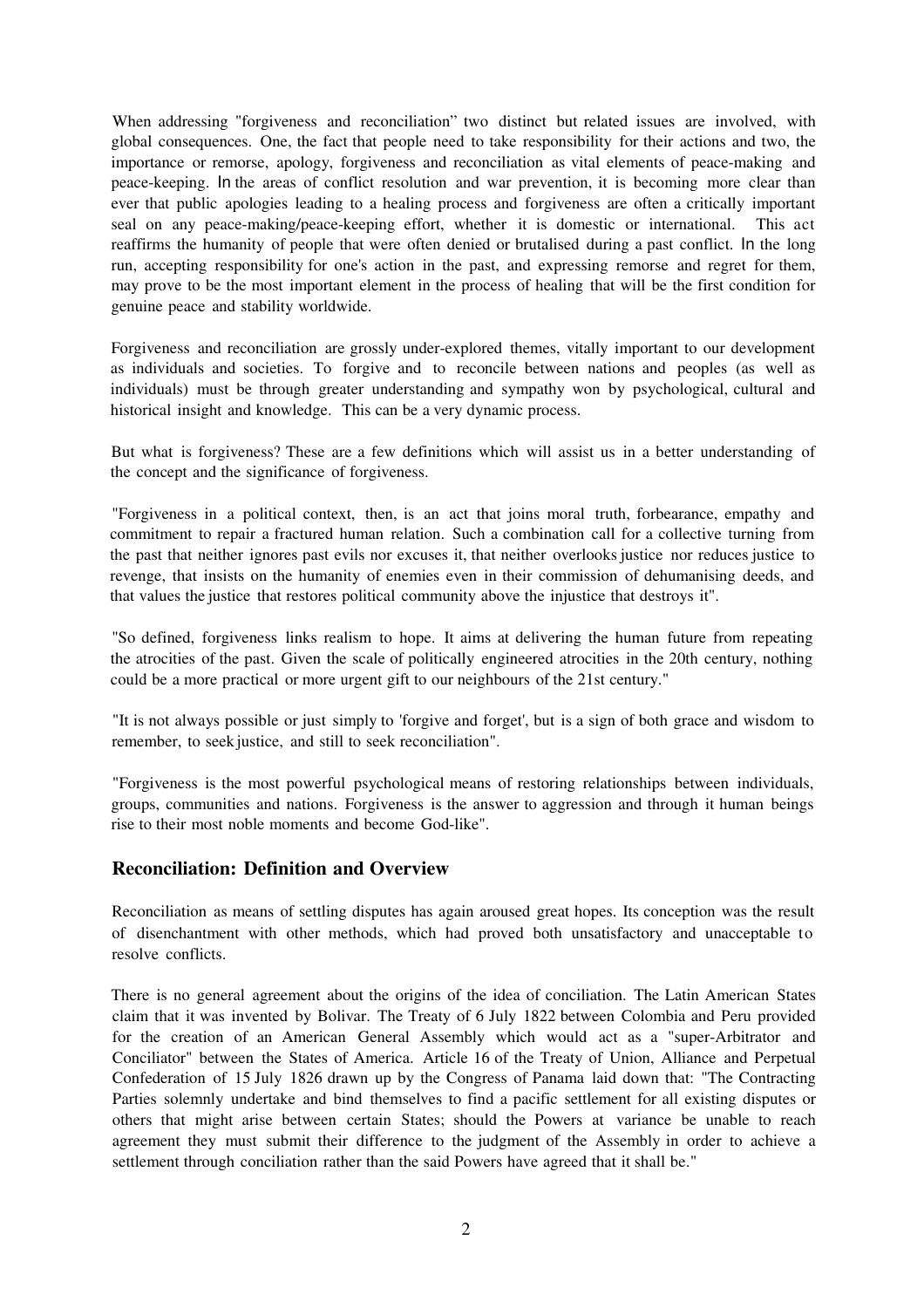When addressing "forgiveness and reconciliation" two distinct but related issues are involved, with global consequences. One, the fact that people need to take responsibility for their actions and two, the importance or remorse, apology, forgiveness and reconciliation as vital elements of peace-making and peace-keeping. In the areas of conflict resolution and war prevention, it is becoming more clear than ever that public apologies leading to a healing process and forgiveness are often a critically important seal on any peace-making/peace-keeping effort, whether it is domestic or international. This act reaffirms the humanity of people that were often denied or brutalised during a past conflict. In the long run, accepting responsibility for one's action in the past, and expressing remorse and regret for them, may prove to be the most important element in the process of healing that will be the first condition for genuine peace and stability worldwide.

Forgiveness and reconciliation are grossly under-explored themes, vitally important to our development as individuals and societies. To forgive and to reconcile between nations and peoples (as well as individuals) must be through greater understanding and sympathy won by psychological, cultural and historical insight and knowledge. This can be a very dynamic process.

But what is forgiveness? These are a few definitions which will assist us in a better understanding of the concept and the significance of forgiveness.

"Forgiveness in a political context, then, is an act that joins moral truth, forbearance, empathy and commitment to repair a fractured human relation. Such a combination call for a collective turning from the past that neither ignores past evils nor excuses it, that neither overlooks justice nor reduces justice to revenge, that insists on the humanity of enemies even in their commission of dehumanising deeds, and that values the justice that restores political community above the injustice that destroys it".

"So defined, forgiveness links realism to hope. It aims at delivering the human future from repeating the atrocities of the past. Given the scale of politically engineered atrocities in the 20th century, nothing could be a more practical or more urgent gift to our neighbours of the 21st century."

"It is not always possible or just simply to 'forgive and forget', but is a sign of both grace and wisdom to remember, to seek justice, and still to seek reconciliation".

"Forgiveness is the most powerful psychological means of restoring relationships between individuals, groups, communities and nations. Forgiveness is the answer to aggression and through it human beings rise to their most noble moments and become God-like".

### Reconciliation: Definition and Overview

Reconciliation as means of settling disputes has again aroused great hopes. Its conception was the result of disenchantment with other methods, which had proved both unsatisfactory and unacceptable to resolve conflicts.

There is no general agreement about the origins of the idea of conciliation. The Latin American States claim that it was invented by Bolivar. The Treaty of 6 July 1822 between Colombia and Peru provided for the creation of an American General Assembly which would act as a "super-Arbitrator and Conciliator" between the States of America. Article 16 of the Treaty of Union, Alliance and Perpetual Confederation of 15 July 1826 drawn up by the Congress of Panama laid down that: "The Contracting Parties solemnly undertake and bind themselves to find a pacific settlement for all existing disputes or others that might arise between certain States; should the Powers at variance be unable to reach agreement they must submit their difference to the judgment of the Assembly in order to achieve a settlement through conciliation rather than the said Powers have agreed that it shall be."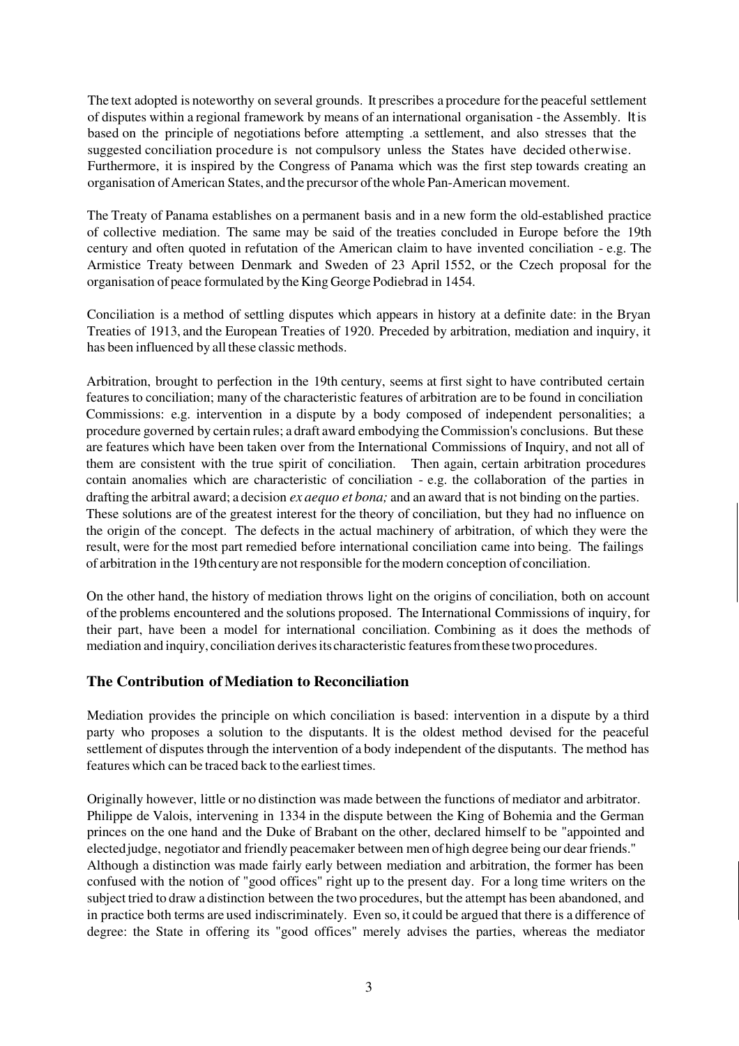The text adopted is noteworthy on several grounds. It prescribes a procedure for the peaceful settlement of disputes within a regional framework by means of an international organisation - the Assembly. It is based on the principle of negotiations before attempting .a settlement, and also stresses that the suggested conciliation procedure is not compulsory unless the States have decided otherwise. Furthermore, it is inspired by the Congress of Panama which was the first step towards creating an organisation of American States, and the precursor of the whole Pan-American movement.

The Treaty of Panama establishes on a permanent basis and in a new form the old-established practice of collective mediation. The same may be said of the treaties concluded in Europe before the 19th century and often quoted in refutation of the American claim to have invented conciliation - e.g. The Armistice Treaty between Denmark and Sweden of 23 April 1552, or the Czech proposal for the organisation of peace formulated by the King George Podiebrad in 1454.

Conciliation is a method of settling disputes which appears in history at a definite date: in the Bryan Treaties of 1913, and the European Treaties of 1920. Preceded by arbitration, mediation and inquiry, it has been influenced by all these classic methods.

Arbitration, brought to perfection in the 19th century, seems at first sight to have contributed certain features to conciliation; many of the characteristic features of arbitration are to be found in conciliation Commissions: e.g. intervention in a dispute by a body composed of independent personalities; a procedure governed by certain rules; a draft award embodying the Commission's conclusions. But these are features which have been taken over from the International Commissions of Inquiry, and not all of them are consistent with the true spirit of conciliation. Then again, certain arbitration procedures contain anomalies which are characteristic of conciliation - e.g. the collaboration of the parties in drafting the arbitral award; a decision *ex aequo et bona;* and an award that is not binding on the parties. These solutions are of the greatest interest for the theory of conciliation, but they had no influence on the origin of the concept. The defects in the actual machinery of arbitration, of which they were the result, were for the most part remedied before international conciliation came into being. The failings of arbitration in the 19th century are not responsible for the modern conception of conciliation.

On the other hand, the history of mediation throws light on the origins of conciliation, both on account of the problems encountered and the solutions proposed. The International Commissions of inquiry, for their part, have been a model for international conciliation. Combining as it does the methods of mediation and inquiry, conciliation derives its characteristic features from these two procedures.

### The Contribution of Mediation to Reconciliation

Mediation provides the principle on which conciliation is based: intervention in a dispute by a third party who proposes a solution to the disputants. It is the oldest method devised for the peaceful settlement of disputes through the intervention of a body independent of the disputants. The method has features which can be traced back to the earliest times.

Originally however, little or no distinction was made between the functions of mediator and arbitrator. Philippe de Valois, intervening in 1334 in the dispute between the King of Bohemia and the German princes on the one hand and the Duke of Brabant on the other, declared himself to be "appointed and elected judge, negotiator and friendly peacemaker between men of high degree being our dear friends." Although a distinction was made fairly early between mediation and arbitration, the former has been confused with the notion of "good offices" right up to the present day. For a long time writers on the subject tried to draw a distinction between the two procedures, but the attempt has been abandoned, and in practice both terms are used indiscriminately. Even so, it could be argued that there is a difference of degree: the State in offering its "good offices" merely advises the parties, whereas the mediator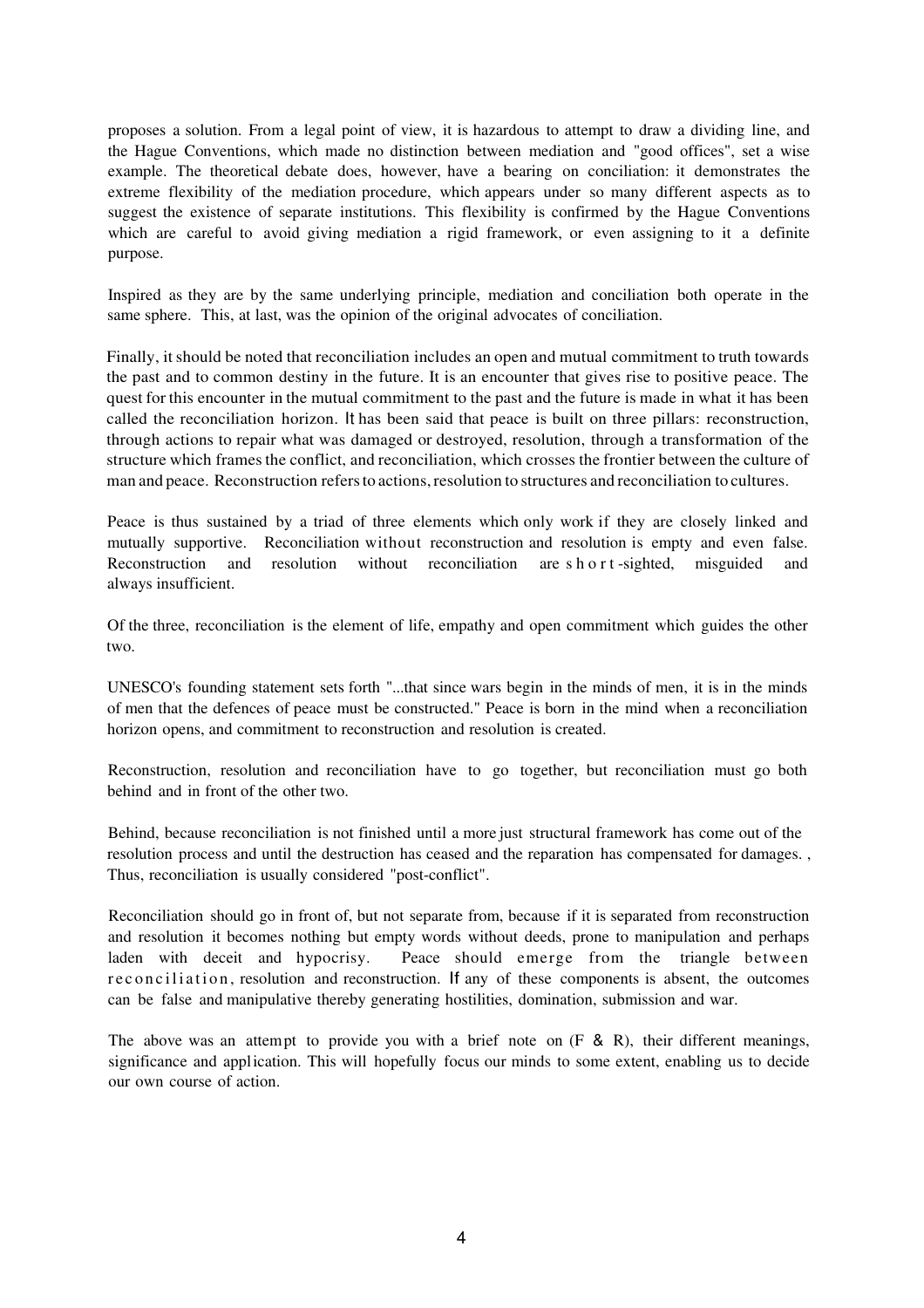proposes a solution. From a legal point of view, it is hazardous to attempt to draw a dividing line, and the Hague Conventions, which made no distinction between mediation and "good offices", set a wise example. The theoretical debate does, however, have a bearing on conciliation: it demonstrates the extreme flexibility of the mediation procedure, which appears under so many different aspects as to suggest the existence of separate institutions. This flexibility is confirmed by the Hague Conventions which are careful to avoid giving mediation a rigid framework, or even assigning to it a definite purpose.

Inspired as they are by the same underlying principle, mediation and conciliation both operate in the same sphere. This, at last, was the opinion of the original advocates of conciliation.

Finally, it should be noted that reconciliation includes an open and mutual commitment to truth towards the past and to common destiny in the future. It is an encounter that gives rise to positive peace. The quest for this encounter in the mutual commitment to the past and the future is made in what it has been called the reconciliation horizon. It has been said that peace is built on three pillars: reconstruction, through actions to repair what was damaged or destroyed, resolution, through a transformation of the structure which frames the conflict, and reconciliation, which crosses the frontier between the culture of man and peace. Reconstruction refers to actions, resolution to structures and reconciliation to cultures.

Peace is thus sustained by a triad of three elements which only work if they are closely linked and mutually supportive. Reconciliation without reconstruction and resolution is empty and even false. Reconstruction and resolution without reconciliation are short-sighted, misguided and always insufficient.

Of the three, reconciliation is the element of life, empathy and open commitment which guides the other two.

UNESCO's founding statement sets forth "...that since wars begin in the minds of men, it is in the minds of men that the defences of peace must be constructed." Peace is born in the mind when a reconciliation horizon opens, and commitment to reconstruction and resolution is created.

Reconstruction, resolution and reconciliation have to go together, but reconciliation must go both behind and in front of the other two.

Behind, because reconciliation is not finished until a more just structural framework has come out of the resolution process and until the destruction has ceased and the reparation has compensated for damages. , Thus, reconciliation is usually considered "post-conflict".

Reconciliation should go in front of, but not separate from, because if it is separated from reconstruction and resolution it becomes nothing but empty words without deeds, prone to manipulation and perhaps laden with deceit and hypocrisy. Peace should emerge from the triangle between reconciliation, resolution and reconstruction. If any of these components is absent, the outcomes can be false and manipulative thereby generating hostilities, domination, submission and war.

The above was an attempt to provide you with a brief note on (F & R), their different meanings, significance and application. This will hopefully focus our minds to some extent, enabling us to decide our own course of action.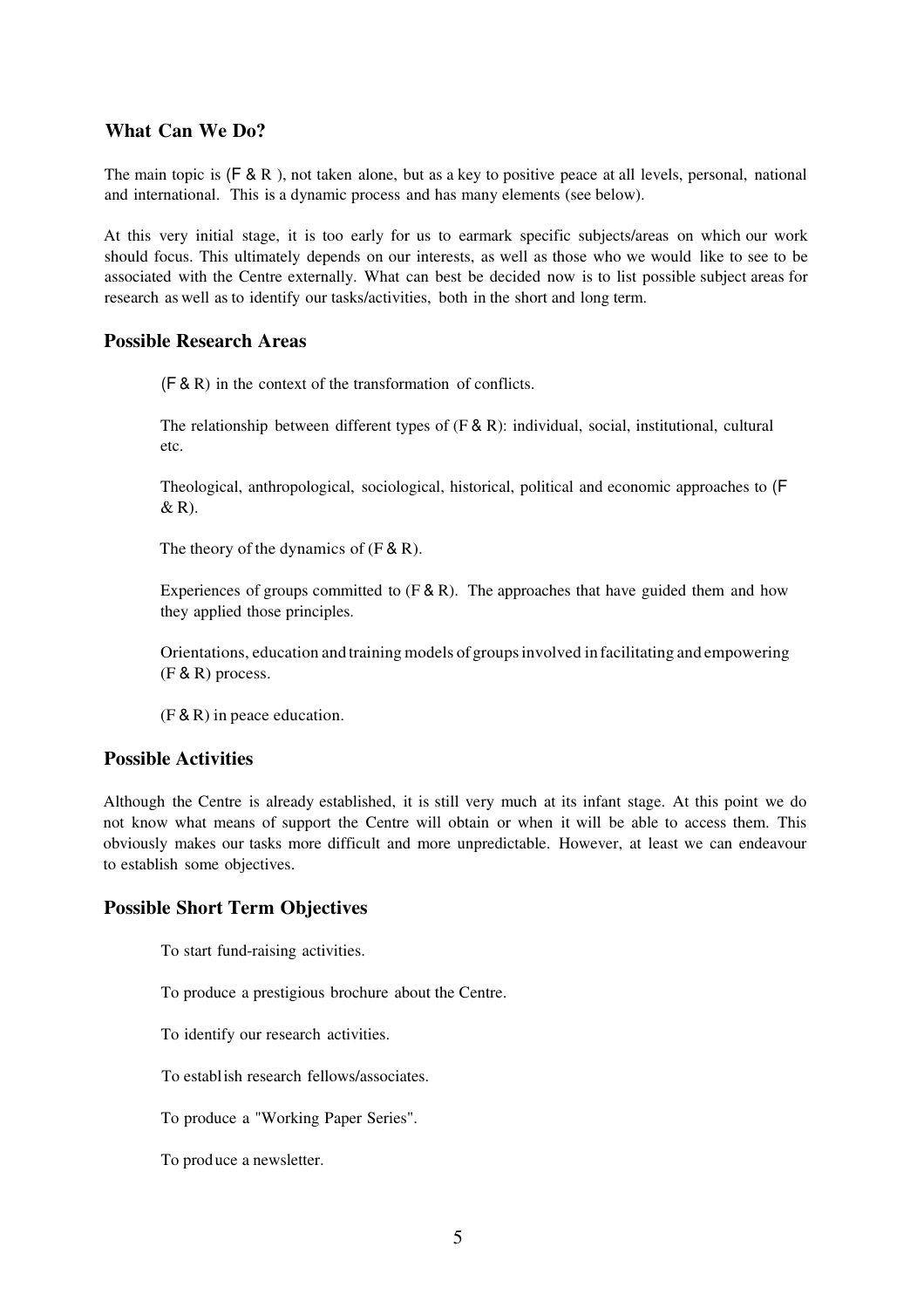## What Can We Do?

The main topic is (F & R ), not taken alone, but as a key to positive peace at all levels, personal, national and international. This is a dynamic process and has many elements (see below).

At this very initial stage, it is too early for us to earmark specific subjects/areas on which our work should focus. This ultimately depends on our interests, as well as those who we would like to see to be associated with the Centre externally. What can best be decided now is to list possible subject areas for research as well as to identify our tasks/activities, both in the short and long term.

## Possible Research Areas

(F & R) in the context of the transformation of conflicts.

The relationship between different types of (F & R): individual, social, institutional, cultural etc.

Theological, anthropological, sociological, historical, political and economic approaches to (F & R).

The theory of the dynamics of (F & R).

Experiences of groups committed to (F & R). The approaches that have guided them and how they applied those principles.

Orientations, education and training models of groups involved in facilitating and empowering (F & R) process.

(F & R) in peace education.

## Possible Activities

Although the Centre is already established, it is still very much at its infant stage. At this point we do not know what means of support the Centre will obtain or when it will be able to access them. This obviously makes our tasks more difficult and more unpredictable. However, at least we can endeavour to establish some objectives.

## Possible Short Term Objectives

To start fund-raising activities.

To produce a prestigious brochure about the Centre.

To identify our research activities.

To establish research fellows/associates.

To produce a "Working Paper Series".

To produce a newsletter.